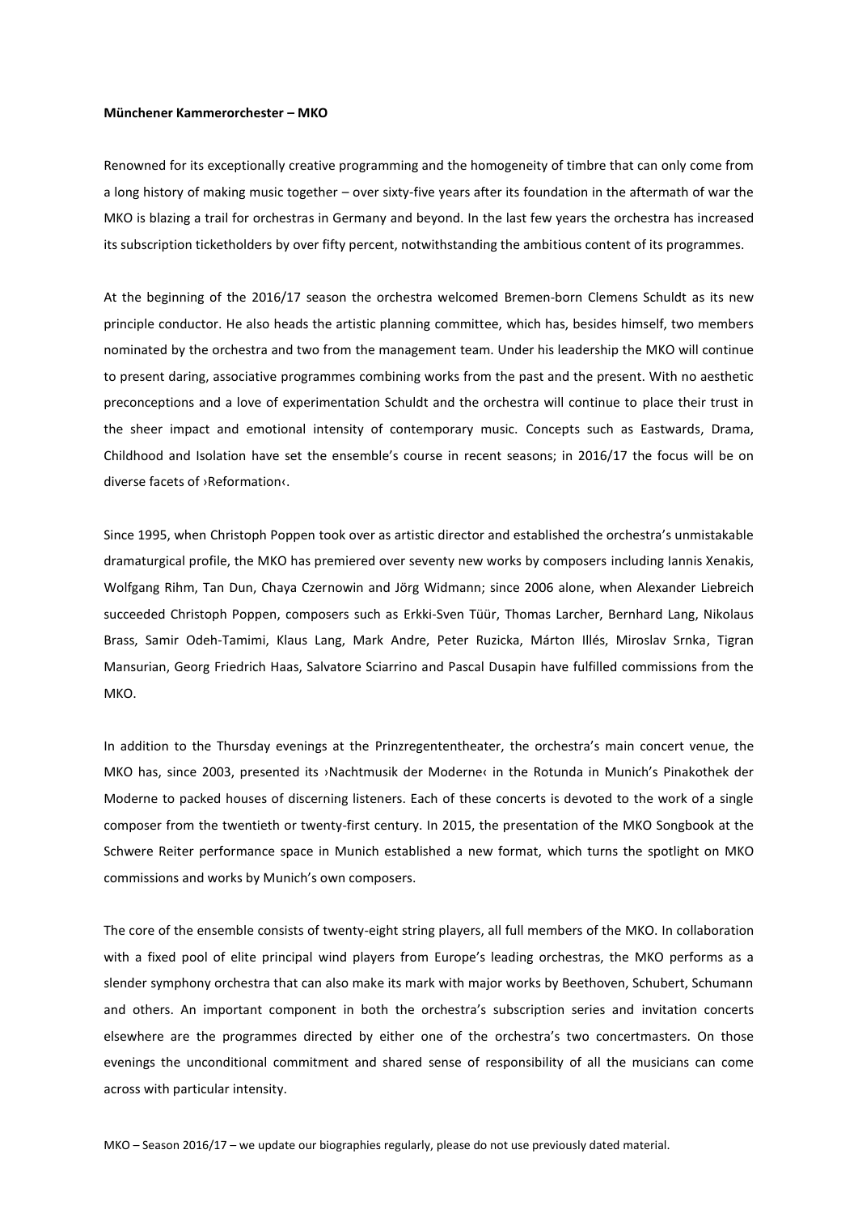**Münchener Kammerorchester – MKO**

Renowned for its exceptionally creative programming and the homogeneity of timbre that can only come from a long history of making music together – over sixty-five years after its foundation in the aftermath of war the MKO is blazing a trail for orchestras in Germany and beyond. In the last few years the orchestra has increased its subscription ticketholders by over fifty percent, notwithstanding the ambitious content of its programmes.

At the beginning of the 2016/17 season the orchestra welcomed Bremen-born Clemens Schuldt as its new principle conductor. He also heads the artistic planning committee, which has, besides himself, two members nominated by the orchestra and two from the management team. Under his leadership the MKO will continue to present daring, associative programmes combining works from the past and the present. With no aesthetic preconceptions and a love of experimentation Schuldt and the orchestra will continue to place their trust in the sheer impact and emotional intensity of contemporary music. Concepts such as Eastwards, Drama, Childhood and Isolation have set the ensemble's course in recent seasons; in 2016/17 the focus will be on diverse facets of ›Reformation‹.

Since 1995, when Christoph Poppen took over as artistic director and established the orchestra's unmistakable dramaturgical profile, the MKO has premiered over seventy new works by composers including Iannis Xenakis, Wolfgang Rihm, Tan Dun, Chaya Czernowin and Jörg Widmann; since 2006 alone, when Alexander Liebreich succeeded Christoph Poppen, composers such as Erkki-Sven Tüür, Thomas Larcher, Bernhard Lang, Nikolaus Brass, Samir Odeh-Tamimi, Klaus Lang, Mark Andre, Peter Ruzicka, Márton Illés, Miroslav Srnka, Tigran Mansurian, Georg Friedrich Haas, Salvatore Sciarrino and Pascal Dusapin have fulfilled commissions from the MKO.

In addition to the Thursday evenings at the Prinzregententheater, the orchestra's main concert venue, the MKO has, since 2003, presented its ›Nachtmusik der Moderne‹ in the Rotunda in Munich's Pinakothek der Moderne to packed houses of discerning listeners. Each of these concerts is devoted to the work of a single composer from the twentieth or twenty-first century. In 2015, the presentation of the MKO Songbook at the Schwere Reiter performance space in Munich established a new format, which turns the spotlight on MKO commissions and works by Munich's own composers.

The core of the ensemble consists of twenty-eight string players, all full members of the MKO. In collaboration with a fixed pool of elite principal wind players from Europe's leading orchestras, the MKO performs as a slender symphony orchestra that can also make its mark with major works by Beethoven, Schubert, Schumann and others. An important component in both the orchestra's subscription series and invitation concerts elsewhere are the programmes directed by either one of the orchestra's two concertmasters. On those evenings the unconditional commitment and shared sense of responsibility of all the musicians can come across with particular intensity.

MKO – Season 2016/17 – we update our biographies regularly, please do not use previously dated material.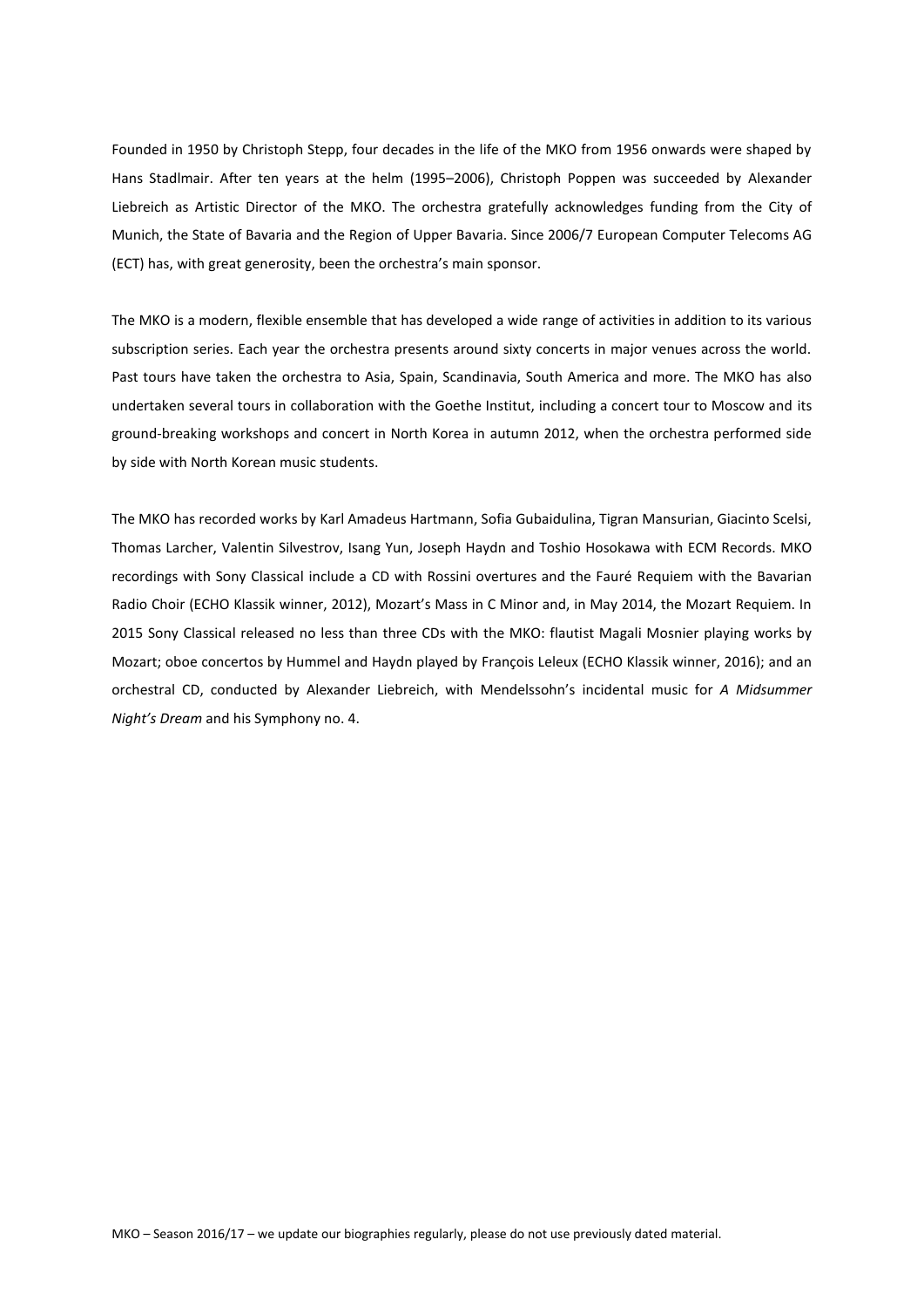Founded in 1950 by Christoph Stepp, four decades in the life of the MKO from 1956 onwards were shaped by Hans Stadlmair. After ten years at the helm (1995–2006), Christoph Poppen was succeeded by Alexander Liebreich as Artistic Director of the MKO. The orchestra gratefully acknowledges funding from the City of Munich, the State of Bavaria and the Region of Upper Bavaria. Since 2006/7 European Computer Telecoms AG (ECT) has, with great generosity, been the orchestra's main sponsor.

The MKO is a modern, flexible ensemble that has developed a wide range of activities in addition to its various subscription series. Each year the orchestra presents around sixty concerts in major venues across the world. Past tours have taken the orchestra to Asia, Spain, Scandinavia, South America and more. The MKO has also undertaken several tours in collaboration with the Goethe Institut, including a concert tour to Moscow and its ground-breaking workshops and concert in North Korea in autumn 2012, when the orchestra performed side by side with North Korean music students.

The MKO has recorded works by Karl Amadeus Hartmann, Sofia Gubaidulina, Tigran Mansurian, Giacinto Scelsi, Thomas Larcher, Valentin Silvestrov, Isang Yun, Joseph Haydn and Toshio Hosokawa with ECM Records. MKO recordings with Sony Classical include a CD with Rossini overtures and the Fauré Requiem with the Bavarian Radio Choir (ECHO Klassik winner, 2012), Mozart's Mass in C Minor and, in May 2014, the Mozart Requiem. In 2015 Sony Classical released no less than three CDs with the MKO: flautist Magali Mosnier playing works by Mozart; oboe concertos by Hummel and Haydn played by François Leleux (ECHO Klassik winner, 2016); and an orchestral CD, conducted by Alexander Liebreich, with Mendelssohn's incidental music for *A Midsummer Night's Dream* and his Symphony no. 4.

MKO – Season 2016/17 – we update our biographies regularly, please do not use previously dated material.